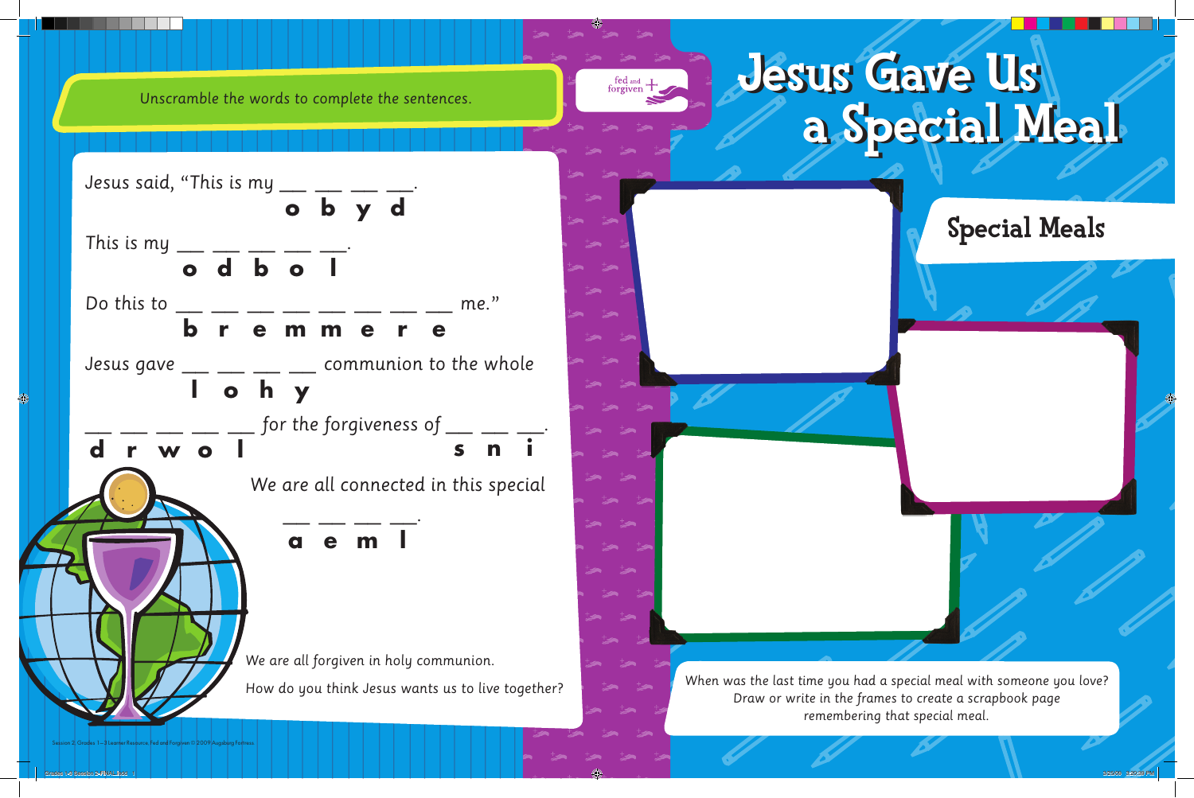# Jesus Gave Us a Special Meal

Unscramble the words to complete the sentences.

Jesus said, "This is my ___ ___ ___ ___.
**o b y d**

This is my ___ ___ ___ ___ ___.
**o d b o l**

Do this to ___ ___ ___ ___ ___ ___ ___ ___ me."
**b r e m m e r e**

Jesus gave ___ ___ ___ ___ communion to the whole
**l o h y**

___ ___ ___ ___ ___ for the forgiveness of ___ ___ ___.
**d r w o l** **s n i**

We are all connected in this special

___ ___ ___ ___.
**a e m l**

We are all forgiven in holy communion.

How do you think Jesus wants us to live together?

## Special Meals

When was the last time you had a special meal with someone you love? Draw or write in the frames to create a scrapbook page remembering that special meal.

Session 2, Grades 1–3 Learner Resource, Fed and Forgiven © 2009 Augsburg Fortress.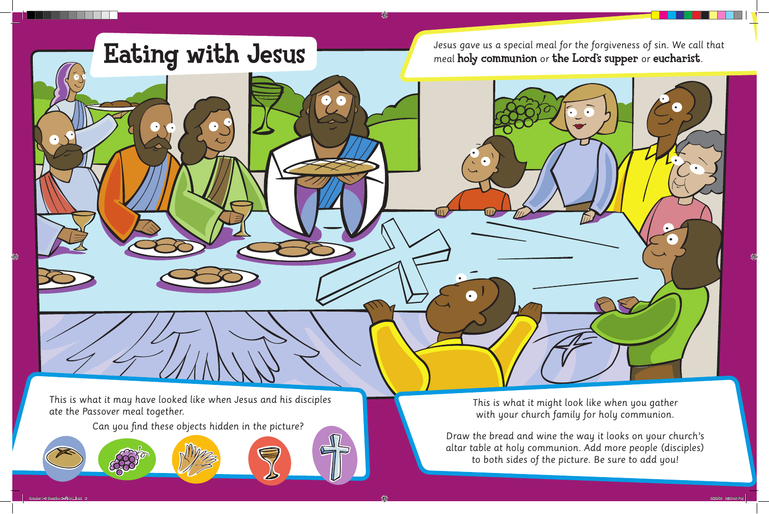# Eating with Jesus

Jesus gave us a special meal for the forgiveness of sin. We call that meal **holy communion** or **the Lord's supper** or **eucharist**.

This is what it may have looked like when Jesus and his disciples ate the Passover meal together.

Can you find these objects hidden in the picture?

This is what it might look like when you gather with your church family for holy communion.

Draw the bread and wine the way it looks on your church's altar table at holy communion. Add more people (disciples) to both sides of the picture. Be sure to add you!